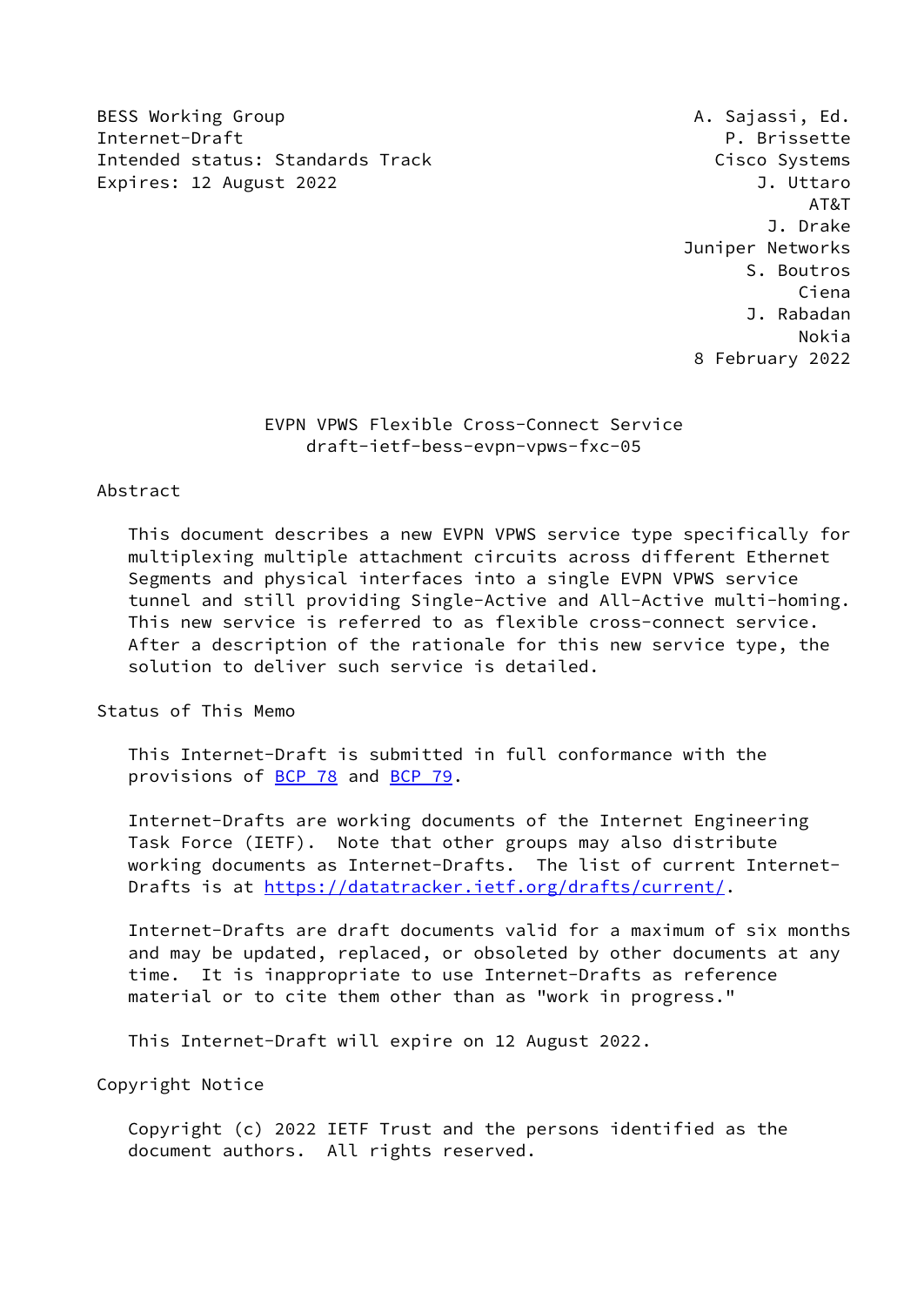BESS Working Group  
Internet-Draft  
Intended status: Standards Track  
Expires: 12 August 2022

A. Sajassi, Ed.  
P. Brissette  
Cisco Systems  
J. Uttaro  
AT&T  
J. Drake  
Juniper Networks  
S. Boutros  
Ciena  
J. Rabadan  
Nokia  
8 February 2022

# EVPN VPWS Flexible Cross-Connect Service
draft-ietf-bess-evpn-vpws-fxc-05

## Abstract

This document describes a new EVPN VPWS service type specifically for multiplexing multiple attachment circuits across different Ethernet Segments and physical interfaces into a single EVPN VPWS service tunnel and still providing Single-Active and All-Active multi-homing. This new service is referred to as flexible cross-connect service. After a description of the rationale for this new service type, the solution to deliver such service is detailed.

## Status of This Memo

This Internet-Draft is submitted in full conformance with the provisions of BCP 78 and BCP 79.

Internet-Drafts are working documents of the Internet Engineering Task Force (IETF). Note that other groups may also distribute working documents as Internet-Drafts. The list of current Internet-Drafts is at https://datatracker.ietf.org/drafts/current/.

Internet-Drafts are draft documents valid for a maximum of six months and may be updated, replaced, or obsoleted by other documents at any time. It is inappropriate to use Internet-Drafts as reference material or to cite them other than as "work in progress."

This Internet-Draft will expire on 12 August 2022.

## Copyright Notice

Copyright (c) 2022 IETF Trust and the persons identified as the document authors. All rights reserved.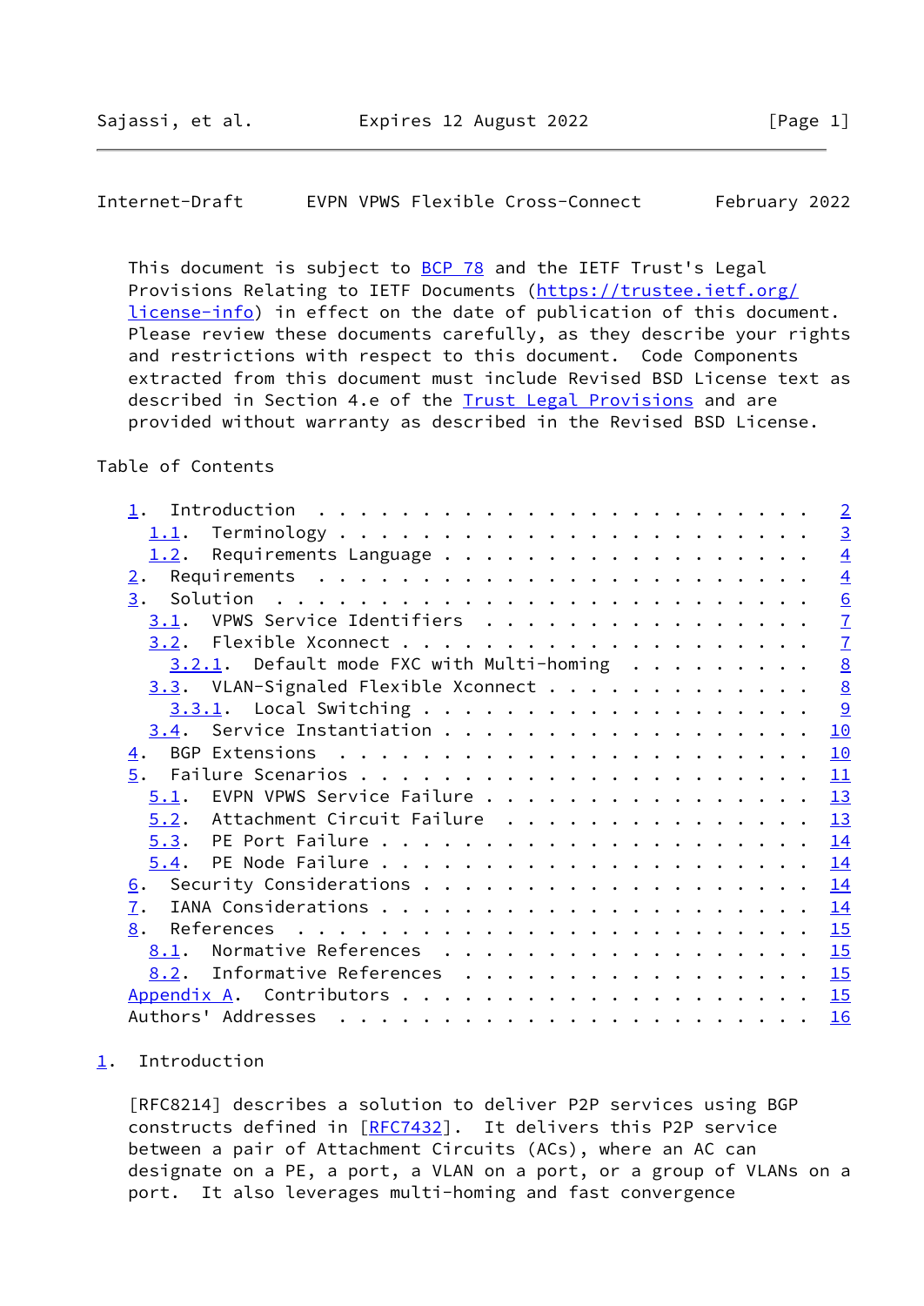This document is subject to BCP 78 and the IETF Trust's Legal Provisions Relating to IETF Documents (https://trustee.ietf.org/license-info) in effect on the date of publication of this document. Please review these documents carefully, as they describe your rights and restrictions with respect to this document. Code Components extracted from this document must include Revised BSD License text as described in Section 4.e of the Trust Legal Provisions and are provided without warranty as described in the Revised BSD License.

Table of Contents

- 1. Introduction . . . . . . . . . . . . . . . . . . . . . . . . 2
  - 1.1. Terminology . . . . . . . . . . . . . . . . . . . . . . 3
  - 1.2. Requirements Language . . . . . . . . . . . . . . . . . 4
- 2. Requirements . . . . . . . . . . . . . . . . . . . . . . . . 4
- 3. Solution . . . . . . . . . . . . . . . . . . . . . . . . . . 6
  - 3.1. VPWS Service Identifiers . . . . . . . . . . . . . . . . 7
  - 3.2. Flexible Xconnect . . . . . . . . . . . . . . . . . . . 7
    - 3.2.1. Default mode FXC with Multi-homing . . . . . . . . . 8
  - 3.3. VLAN-Signaled Flexible Xconnect . . . . . . . . . . . . 8
    - 3.3.1. Local Switching . . . . . . . . . . . . . . . . . . 9
  - 3.4. Service Instantiation . . . . . . . . . . . . . . . . . 10
- 4. BGP Extensions . . . . . . . . . . . . . . . . . . . . . . . 10
- 5. Failure Scenarios . . . . . . . . . . . . . . . . . . . . . 11
  - 5.1. EVPN VPWS Service Failure . . . . . . . . . . . . . . . 13
  - 5.2. Attachment Circuit Failure . . . . . . . . . . . . . . . 13
  - 5.3. PE Port Failure . . . . . . . . . . . . . . . . . . . . 14
  - 5.4. PE Node Failure . . . . . . . . . . . . . . . . . . . . 14
- 6. Security Considerations . . . . . . . . . . . . . . . . . . . 14
- 7. IANA Considerations . . . . . . . . . . . . . . . . . . . . . 14
- 8. References . . . . . . . . . . . . . . . . . . . . . . . . . 15
  - 8.1. Normative References . . . . . . . . . . . . . . . . . . 15
  - 8.2. Informative References . . . . . . . . . . . . . . . . . 15
- Appendix A. Contributors . . . . . . . . . . . . . . . . . . . . 15
- Authors' Addresses . . . . . . . . . . . . . . . . . . . . . . . 16

## 1. Introduction

[RFC8214] describes a solution to deliver P2P services using BGP constructs defined in [RFC7432]. It delivers this P2P service between a pair of Attachment Circuits (ACs), where an AC can designate on a PE, a port, a VLAN on a port, or a group of VLANs on a port. It also leverages multi-homing and fast convergence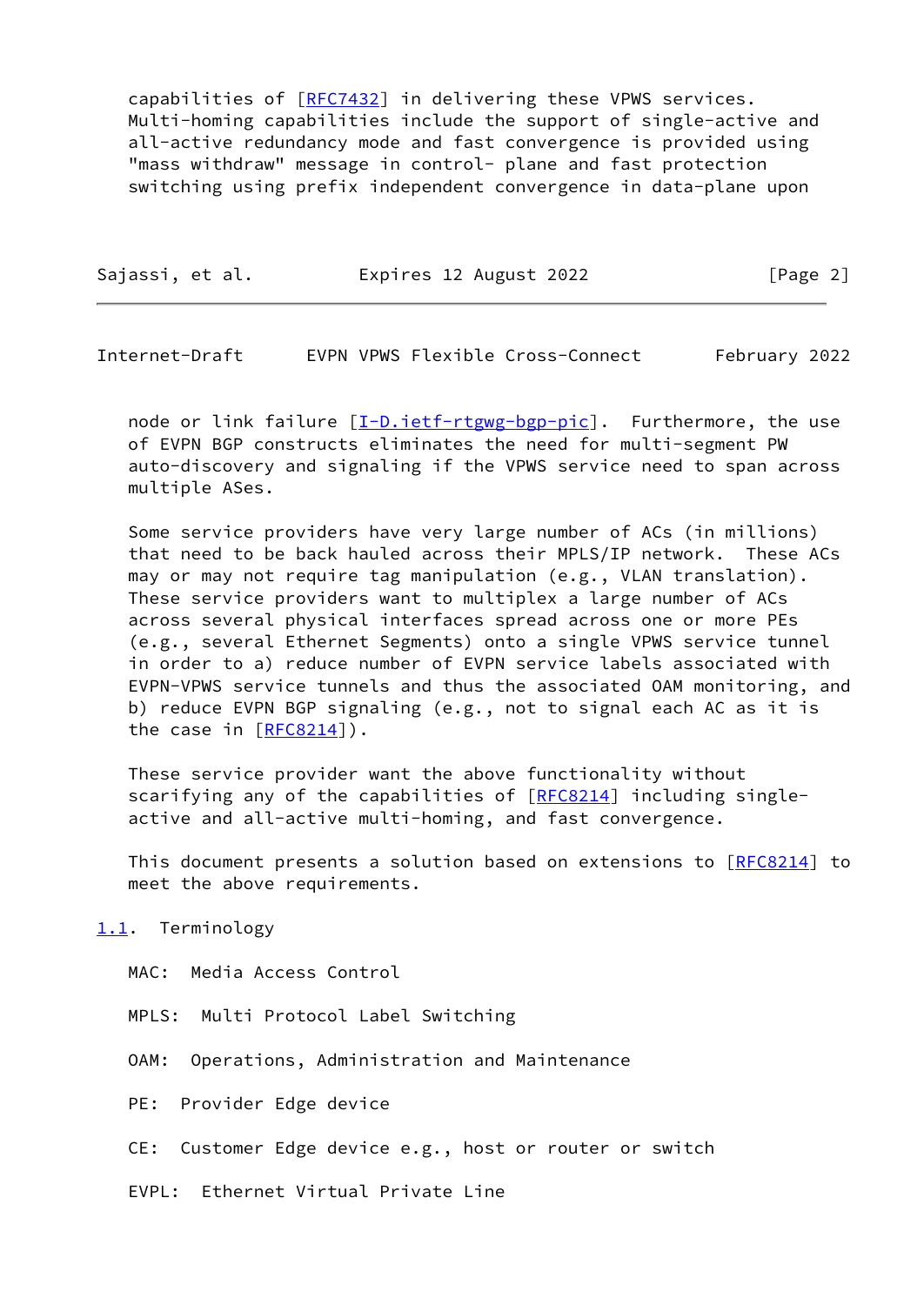capabilities of [RFC7432] in delivering these VPWS services. Multi-homing capabilities include the support of single-active and all-active redundancy mode and fast convergence is provided using "mass withdraw" message in control- plane and fast protection switching using prefix independent convergence in data-plane upon node or link failure [I-D.ietf-rtgwg-bgp-pic]. Furthermore, the use of EVPN BGP constructs eliminates the need for multi-segment PW auto-discovery and signaling if the VPWS service need to span across multiple ASes.

Some service providers have very large number of ACs (in millions) that need to be back hauled across their MPLS/IP network. These ACs may or may not require tag manipulation (e.g., VLAN translation). These service providers want to multiplex a large number of ACs across several physical interfaces spread across one or more PEs (e.g., several Ethernet Segments) onto a single VPWS service tunnel in order to a) reduce number of EVPN service labels associated with EVPN-VPWS service tunnels and thus the associated OAM monitoring, and b) reduce EVPN BGP signaling (e.g., not to signal each AC as it is the case in [RFC8214]).

These service provider want the above functionality without scarifying any of the capabilities of [RFC8214] including single-active and all-active multi-homing, and fast convergence.

This document presents a solution based on extensions to [RFC8214] to meet the above requirements.

## 1.1. Terminology

MAC: Media Access Control

MPLS: Multi Protocol Label Switching

OAM: Operations, Administration and Maintenance

PE: Provider Edge device

CE: Customer Edge device e.g., host or router or switch

EVPL: Ethernet Virtual Private Line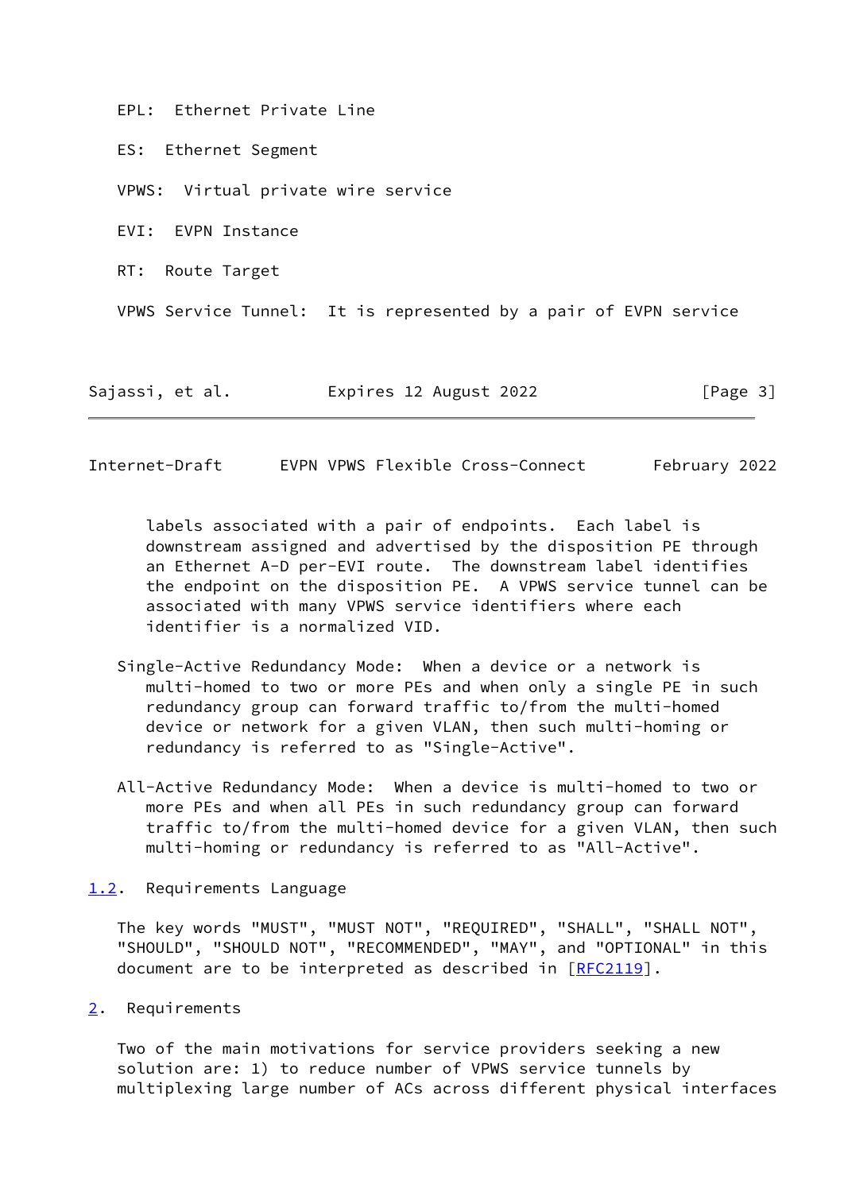EPL: Ethernet Private Line

ES: Ethernet Segment

VPWS: Virtual private wire service

EVI: EVPN Instance

RT: Route Target

VPWS Service Tunnel: It is represented by a pair of EVPN service labels associated with a pair of endpoints. Each label is downstream assigned and advertised by the disposition PE through an Ethernet A-D per-EVI route. The downstream label identifies the endpoint on the disposition PE. A VPWS service tunnel can be associated with many VPWS service identifiers where each identifier is a normalized VID.

Single-Active Redundancy Mode: When a device or a network is multi-homed to two or more PEs and when only a single PE in such redundancy group can forward traffic to/from the multi-homed device or network for a given VLAN, then such multi-homing or redundancy is referred to as "Single-Active".

All-Active Redundancy Mode: When a device is multi-homed to two or more PEs and when all PEs in such redundancy group can forward traffic to/from the multi-homed device for a given VLAN, then such multi-homing or redundancy is referred to as "All-Active".

### 1.2. Requirements Language

The key words "MUST", "MUST NOT", "REQUIRED", "SHALL", "SHALL NOT", "SHOULD", "SHOULD NOT", "RECOMMENDED", "MAY", and "OPTIONAL" in this document are to be interpreted as described in [RFC2119].

## 2. Requirements

Two of the main motivations for service providers seeking a new solution are: 1) to reduce number of VPWS service tunnels by multiplexing large number of ACs across different physical interfaces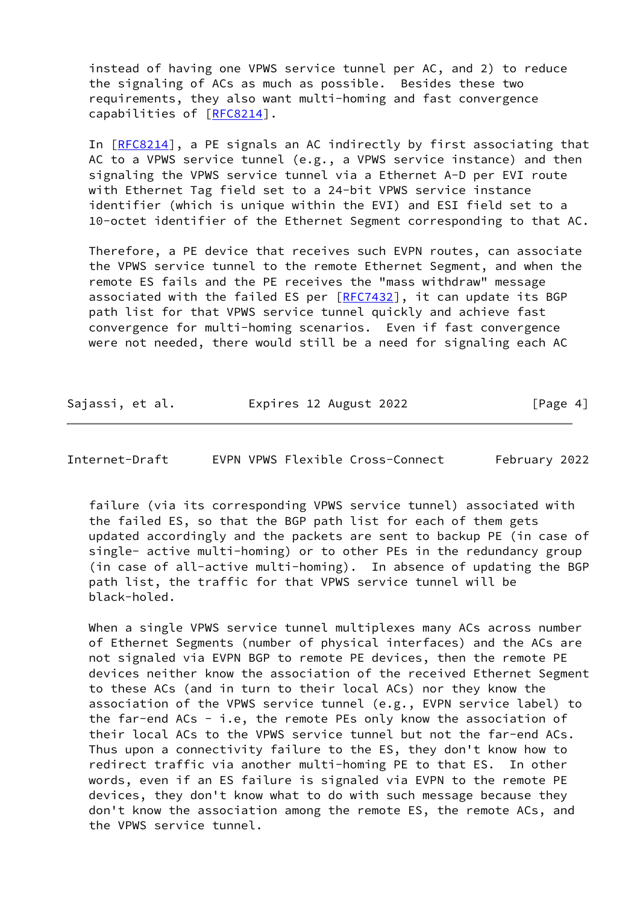instead of having one VPWS service tunnel per AC, and 2) to reduce the signaling of ACs as much as possible. Besides these two requirements, they also want multi-homing and fast convergence capabilities of [RFC8214].

In [RFC8214], a PE signals an AC indirectly by first associating that AC to a VPWS service tunnel (e.g., a VPWS service instance) and then signaling the VPWS service tunnel via a Ethernet A-D per EVI route with Ethernet Tag field set to a 24-bit VPWS service instance identifier (which is unique within the EVI) and ESI field set to a 10-octet identifier of the Ethernet Segment corresponding to that AC.

Therefore, a PE device that receives such EVPN routes, can associate the VPWS service tunnel to the remote Ethernet Segment, and when the remote ES fails and the PE receives the "mass withdraw" message associated with the failed ES per [RFC7432], it can update its BGP path list for that VPWS service tunnel quickly and achieve fast convergence for multi-homing scenarios. Even if fast convergence were not needed, there would still be a need for signaling each AC failure (via its corresponding VPWS service tunnel) associated with the failed ES, so that the BGP path list for each of them gets updated accordingly and the packets are sent to backup PE (in case of single- active multi-homing) or to other PEs in the redundancy group (in case of all-active multi-homing). In absence of updating the BGP path list, the traffic for that VPWS service tunnel will be black-holed.

When a single VPWS service tunnel multiplexes many ACs across number of Ethernet Segments (number of physical interfaces) and the ACs are not signaled via EVPN BGP to remote PE devices, then the remote PE devices neither know the association of the received Ethernet Segment to these ACs (and in turn to their local ACs) nor they know the association of the VPWS service tunnel (e.g., EVPN service label) to the far-end ACs - i.e, the remote PEs only know the association of their local ACs to the VPWS service tunnel but not the far-end ACs. Thus upon a connectivity failure to the ES, they don't know how to redirect traffic via another multi-homing PE to that ES. In other words, even if an ES failure is signaled via EVPN to the remote PE devices, they don't know what to do with such message because they don't know the association among the remote ES, the remote ACs, and the VPWS service tunnel.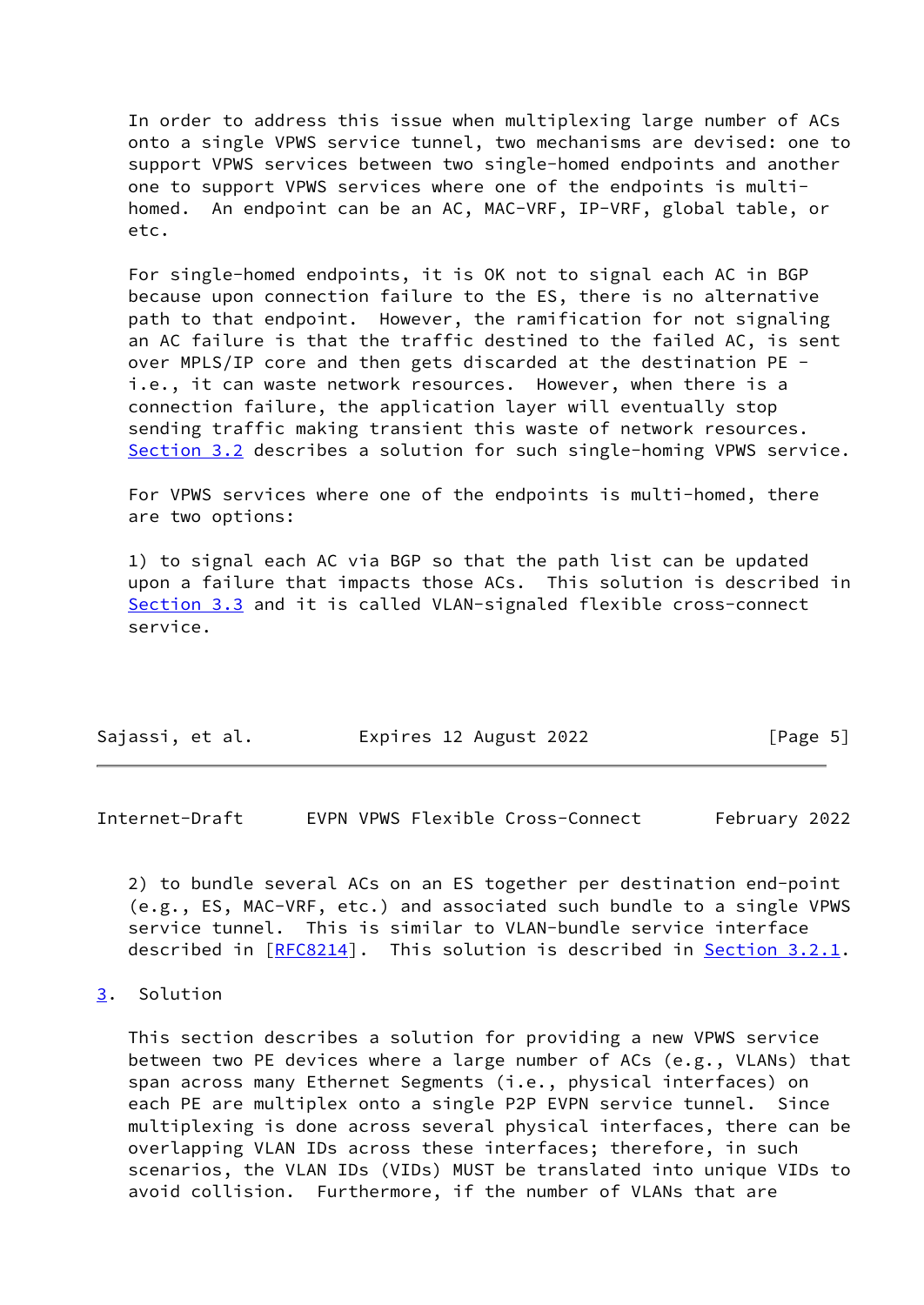In order to address this issue when multiplexing large number of ACs onto a single VPWS service tunnel, two mechanisms are devised: one to support VPWS services between two single-homed endpoints and another one to support VPWS services where one of the endpoints is multi-homed. An endpoint can be an AC, MAC-VRF, IP-VRF, global table, or etc.

For single-homed endpoints, it is OK not to signal each AC in BGP because upon connection failure to the ES, there is no alternative path to that endpoint. However, the ramification for not signaling an AC failure is that the traffic destined to the failed AC, is sent over MPLS/IP core and then gets discarded at the destination PE - i.e., it can waste network resources. However, when there is a connection failure, the application layer will eventually stop sending traffic making transient this waste of network resources. Section 3.2 describes a solution for such single-homing VPWS service.

For VPWS services where one of the endpoints is multi-homed, there are two options:

1) to signal each AC via BGP so that the path list can be updated upon a failure that impacts those ACs. This solution is described in Section 3.3 and it is called VLAN-signaled flexible cross-connect service.

2) to bundle several ACs on an ES together per destination end-point (e.g., ES, MAC-VRF, etc.) and associated such bundle to a single VPWS service tunnel. This is similar to VLAN-bundle service interface described in [RFC8214]. This solution is described in Section 3.2.1.

## 3. Solution

This section describes a solution for providing a new VPWS service between two PE devices where a large number of ACs (e.g., VLANs) that span across many Ethernet Segments (i.e., physical interfaces) on each PE are multiplex onto a single P2P EVPN service tunnel. Since multiplexing is done across several physical interfaces, there can be overlapping VLAN IDs across these interfaces; therefore, in such scenarios, the VLAN IDs (VIDs) MUST be translated into unique VIDs to avoid collision. Furthermore, if the number of VLANs that are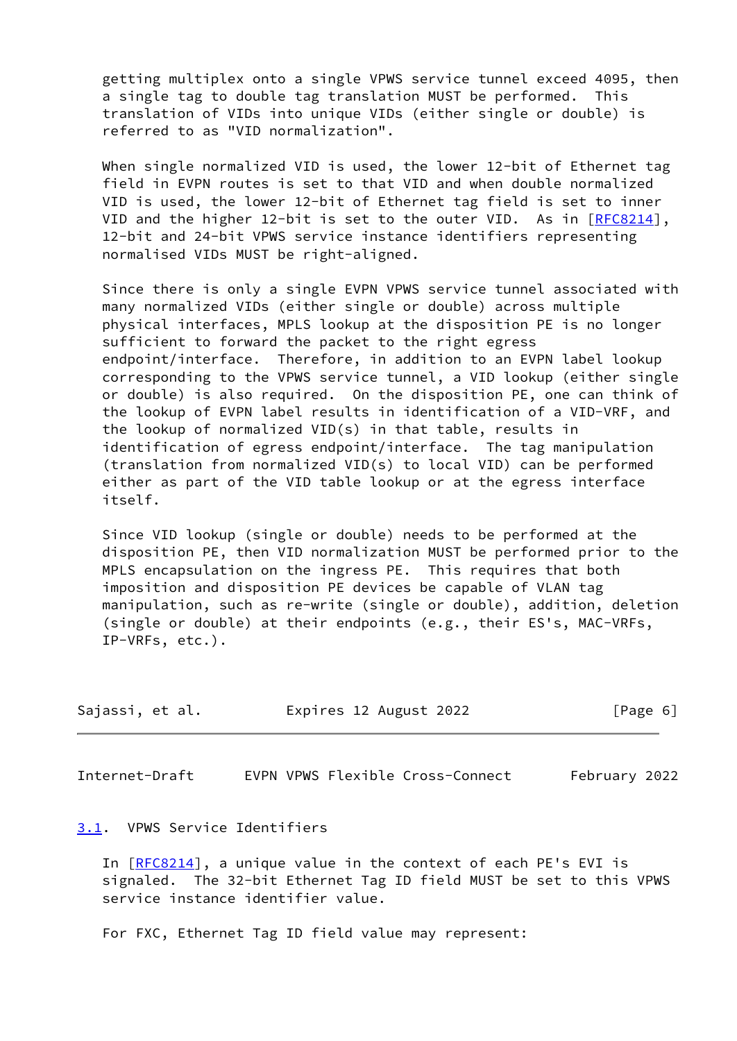getting multiplex onto a single VPWS service tunnel exceed 4095, then a single tag to double tag translation MUST be performed. This translation of VIDs into unique VIDs (either single or double) is referred to as "VID normalization".

When single normalized VID is used, the lower 12-bit of Ethernet tag field in EVPN routes is set to that VID and when double normalized VID is used, the lower 12-bit of Ethernet tag field is set to inner VID and the higher 12-bit is set to the outer VID. As in [RFC8214], 12-bit and 24-bit VPWS service instance identifiers representing normalised VIDs MUST be right-aligned.

Since there is only a single EVPN VPWS service tunnel associated with many normalized VIDs (either single or double) across multiple physical interfaces, MPLS lookup at the disposition PE is no longer sufficient to forward the packet to the right egress endpoint/interface. Therefore, in addition to an EVPN label lookup corresponding to the VPWS service tunnel, a VID lookup (either single or double) is also required. On the disposition PE, one can think of the lookup of EVPN label results in identification of a VID-VRF, and the lookup of normalized VID(s) in that table, results in identification of egress endpoint/interface. The tag manipulation (translation from normalized VID(s) to local VID) can be performed either as part of the VID table lookup or at the egress interface itself.

Since VID lookup (single or double) needs to be performed at the disposition PE, then VID normalization MUST be performed prior to the MPLS encapsulation on the ingress PE. This requires that both imposition and disposition PE devices be capable of VLAN tag manipulation, such as re-write (single or double), addition, deletion (single or double) at their endpoints (e.g., their ES's, MAC-VRFs, IP-VRFs, etc.).

### 3.1. VPWS Service Identifiers

In [RFC8214], a unique value in the context of each PE's EVI is signaled. The 32-bit Ethernet Tag ID field MUST be set to this VPWS service instance identifier value.

For FXC, Ethernet Tag ID field value may represent: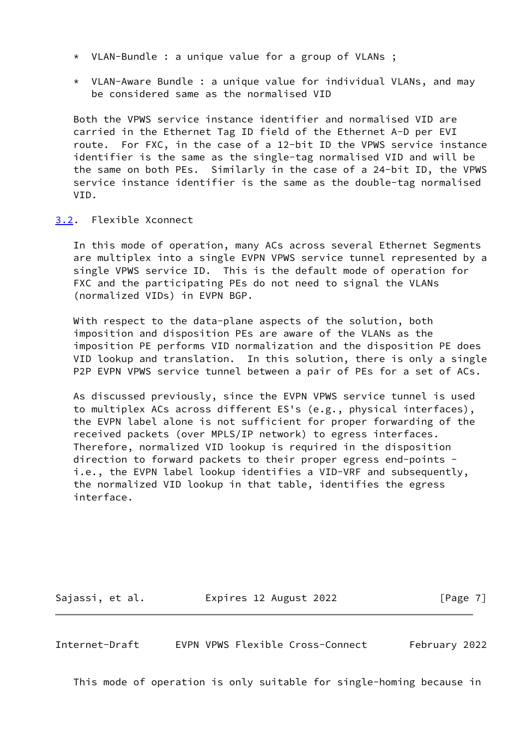* VLAN-Bundle : a unique value for a group of VLANs ;

* VLAN-Aware Bundle : a unique value for individual VLANs, and may be considered same as the normalised VID

Both the VPWS service instance identifier and normalised VID are carried in the Ethernet Tag ID field of the Ethernet A-D per EVI route. For FXC, in the case of a 12-bit ID the VPWS service instance identifier is the same as the single-tag normalised VID and will be the same on both PEs. Similarly in the case of a 24-bit ID, the VPWS service instance identifier is the same as the double-tag normalised VID.

### 3.2. Flexible Xconnect

In this mode of operation, many ACs across several Ethernet Segments are multiplex into a single EVPN VPWS service tunnel represented by a single VPWS service ID. This is the default mode of operation for FXC and the participating PEs do not need to signal the VLANs (normalized VIDs) in EVPN BGP.

With respect to the data-plane aspects of the solution, both imposition and disposition PEs are aware of the VLANs as the imposition PE performs VID normalization and the disposition PE does VID lookup and translation. In this solution, there is only a single P2P EVPN VPWS service tunnel between a pair of PEs for a set of ACs.

As discussed previously, since the EVPN VPWS service tunnel is used to multiplex ACs across different ES's (e.g., physical interfaces), the EVPN label alone is not sufficient for proper forwarding of the received packets (over MPLS/IP network) to egress interfaces. Therefore, normalized VID lookup is required in the disposition direction to forward packets to their proper egress end-points - i.e., the EVPN label lookup identifies a VID-VRF and subsequently, the normalized VID lookup in that table, identifies the egress interface.

This mode of operation is only suitable for single-homing because in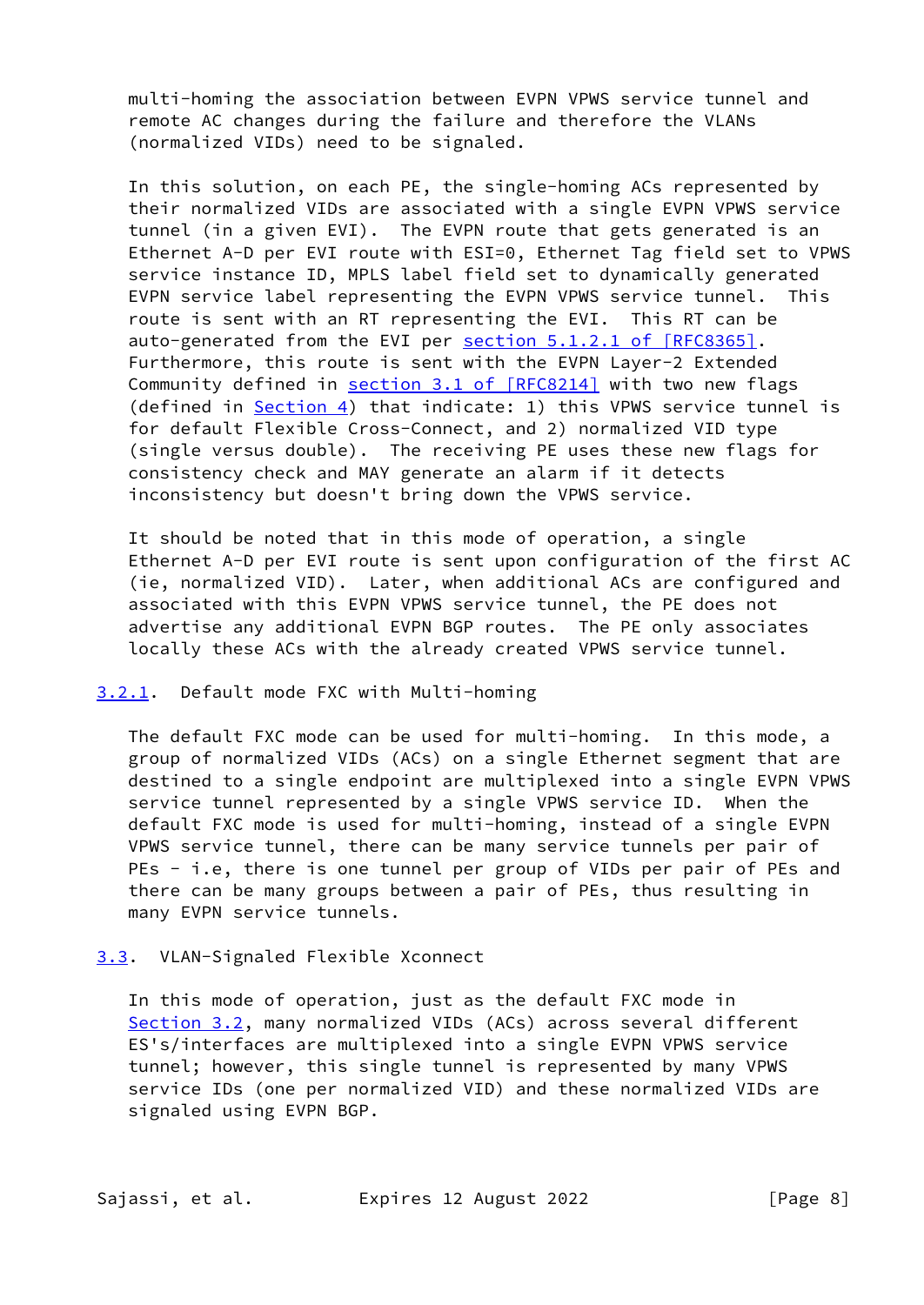multi-homing the association between EVPN VPWS service tunnel and remote AC changes during the failure and therefore the VLANs (normalized VIDs) need to be signaled.

In this solution, on each PE, the single-homing ACs represented by their normalized VIDs are associated with a single EVPN VPWS service tunnel (in a given EVI). The EVPN route that gets generated is an Ethernet A-D per EVI route with ESI=0, Ethernet Tag field set to VPWS service instance ID, MPLS label field set to dynamically generated EVPN service label representing the EVPN VPWS service tunnel. This route is sent with an RT representing the EVI. This RT can be auto-generated from the EVI per section 5.1.2.1 of [RFC8365]. Furthermore, this route is sent with the EVPN Layer-2 Extended Community defined in section 3.1 of [RFC8214] with two new flags (defined in Section 4) that indicate: 1) this VPWS service tunnel is for default Flexible Cross-Connect, and 2) normalized VID type (single versus double). The receiving PE uses these new flags for consistency check and MAY generate an alarm if it detects inconsistency but doesn't bring down the VPWS service.

It should be noted that in this mode of operation, a single Ethernet A-D per EVI route is sent upon configuration of the first AC (ie, normalized VID). Later, when additional ACs are configured and associated with this EVPN VPWS service tunnel, the PE does not advertise any additional EVPN BGP routes. The PE only associates locally these ACs with the already created VPWS service tunnel.

### 3.2.1. Default mode FXC with Multi-homing

The default FXC mode can be used for multi-homing. In this mode, a group of normalized VIDs (ACs) on a single Ethernet segment that are destined to a single endpoint are multiplexed into a single EVPN VPWS service tunnel represented by a single VPWS service ID. When the default FXC mode is used for multi-homing, instead of a single EVPN VPWS service tunnel, there can be many service tunnels per pair of PEs - i.e, there is one tunnel per group of VIDs per pair of PEs and there can be many groups between a pair of PEs, thus resulting in many EVPN service tunnels.

## 3.3. VLAN-Signaled Flexible Xconnect

In this mode of operation, just as the default FXC mode in Section 3.2, many normalized VIDs (ACs) across several different ES's/interfaces are multiplexed into a single EVPN VPWS service tunnel; however, this single tunnel is represented by many VPWS service IDs (one per normalized VID) and these normalized VIDs are signaled using EVPN BGP.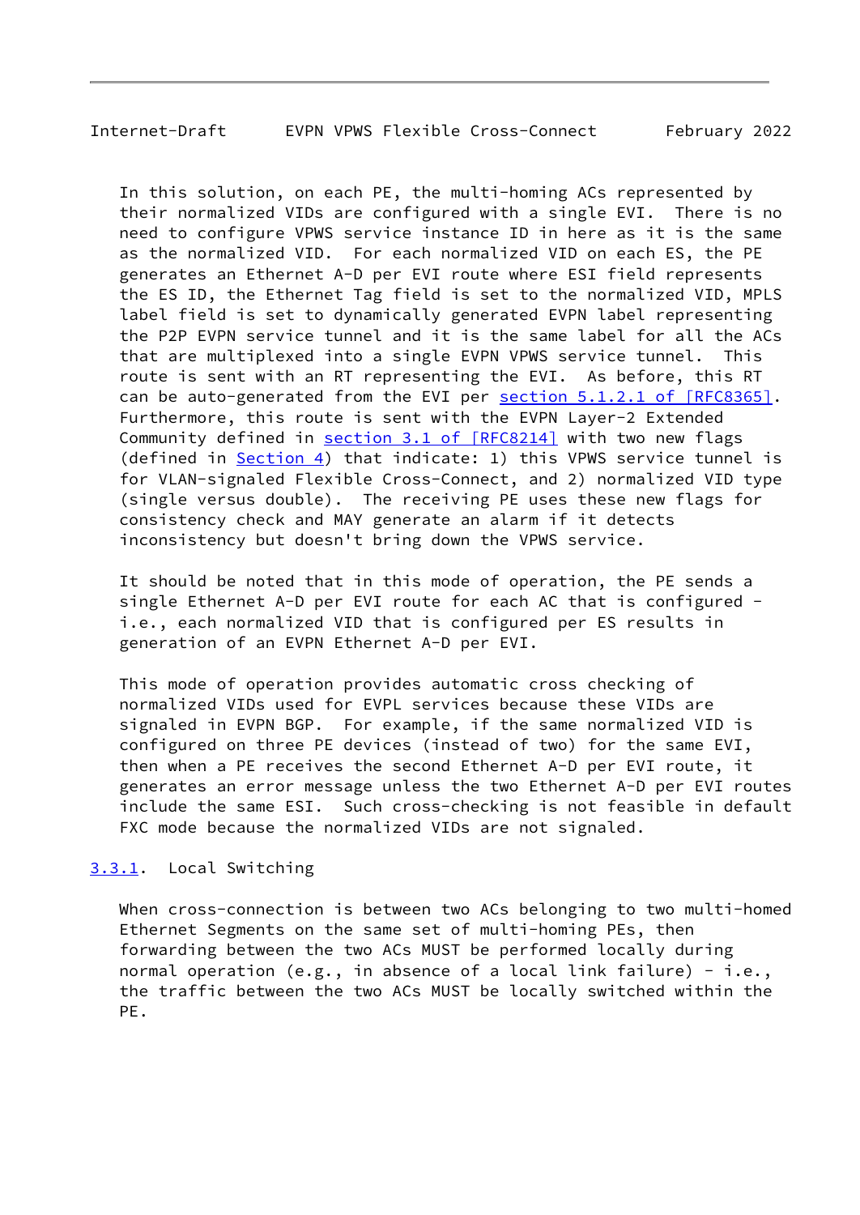In this solution, on each PE, the multi-homing ACs represented by their normalized VIDs are configured with a single EVI. There is no need to configure VPWS service instance ID in here as it is the same as the normalized VID. For each normalized VID on each ES, the PE generates an Ethernet A-D per EVI route where ESI field represents the ES ID, the Ethernet Tag field is set to the normalized VID, MPLS label field is set to dynamically generated EVPN label representing the P2P EVPN service tunnel and it is the same label for all the ACs that are multiplexed into a single EVPN VPWS service tunnel. This route is sent with an RT representing the EVI. As before, this RT can be auto-generated from the EVI per section 5.1.2.1 of [RFC8365]. Furthermore, this route is sent with the EVPN Layer-2 Extended Community defined in section 3.1 of [RFC8214] with two new flags (defined in Section 4) that indicate: 1) this VPWS service tunnel is for VLAN-signaled Flexible Cross-Connect, and 2) normalized VID type (single versus double). The receiving PE uses these new flags for consistency check and MAY generate an alarm if it detects inconsistency but doesn't bring down the VPWS service.

It should be noted that in this mode of operation, the PE sends a single Ethernet A-D per EVI route for each AC that is configured - i.e., each normalized VID that is configured per ES results in generation of an EVPN Ethernet A-D per EVI.

This mode of operation provides automatic cross checking of normalized VIDs used for EVPL services because these VIDs are signaled in EVPN BGP. For example, if the same normalized VID is configured on three PE devices (instead of two) for the same EVI, then when a PE receives the second Ethernet A-D per EVI route, it generates an error message unless the two Ethernet A-D per EVI routes include the same ESI. Such cross-checking is not feasible in default FXC mode because the normalized VIDs are not signaled.

### 3.3.1. Local Switching

When cross-connection is between two ACs belonging to two multi-homed Ethernet Segments on the same set of multi-homing PEs, then forwarding between the two ACs MUST be performed locally during normal operation (e.g., in absence of a local link failure) - i.e., the traffic between the two ACs MUST be locally switched within the PE.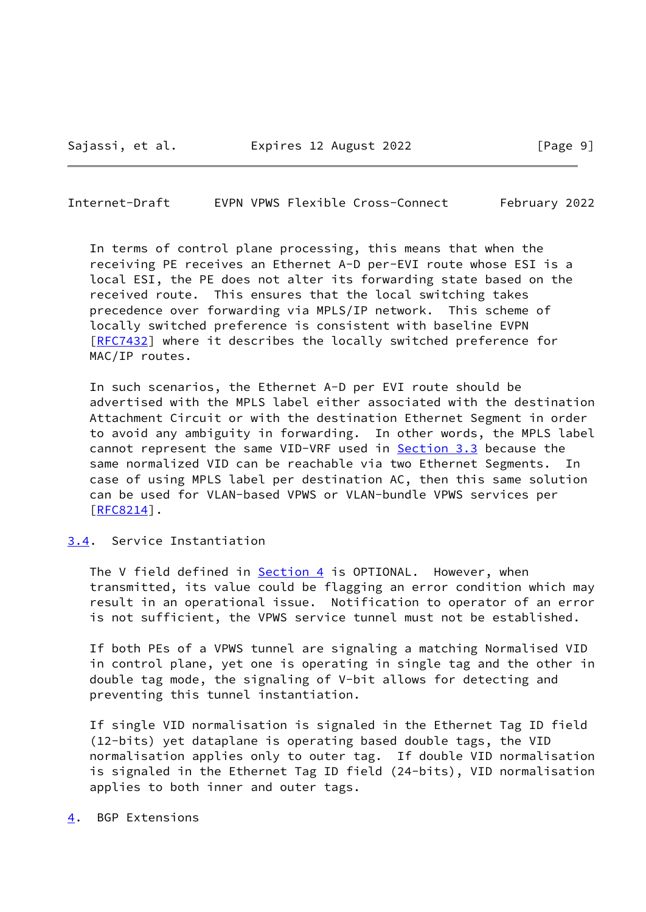In terms of control plane processing, this means that when the receiving PE receives an Ethernet A-D per-EVI route whose ESI is a local ESI, the PE does not alter its forwarding state based on the received route. This ensures that the local switching takes precedence over forwarding via MPLS/IP network. This scheme of locally switched preference is consistent with baseline EVPN [RFC7432] where it describes the locally switched preference for MAC/IP routes.

In such scenarios, the Ethernet A-D per EVI route should be advertised with the MPLS label either associated with the destination Attachment Circuit or with the destination Ethernet Segment in order to avoid any ambiguity in forwarding. In other words, the MPLS label cannot represent the same VID-VRF used in Section 3.3 because the same normalized VID can be reachable via two Ethernet Segments. In case of using MPLS label per destination AC, then this same solution can be used for VLAN-based VPWS or VLAN-bundle VPWS services per [RFC8214].

## 3.4. Service Instantiation

The V field defined in Section 4 is OPTIONAL. However, when transmitted, its value could be flagging an error condition which may result in an operational issue. Notification to operator of an error is not sufficient, the VPWS service tunnel must not be established.

If both PEs of a VPWS tunnel are signaling a matching Normalised VID in control plane, yet one is operating in single tag and the other in double tag mode, the signaling of V-bit allows for detecting and preventing this tunnel instantiation.

If single VID normalisation is signaled in the Ethernet Tag ID field (12-bits) yet dataplane is operating based double tags, the VID normalisation applies only to outer tag. If double VID normalisation is signaled in the Ethernet Tag ID field (24-bits), VID normalisation applies to both inner and outer tags.

# 4. BGP Extensions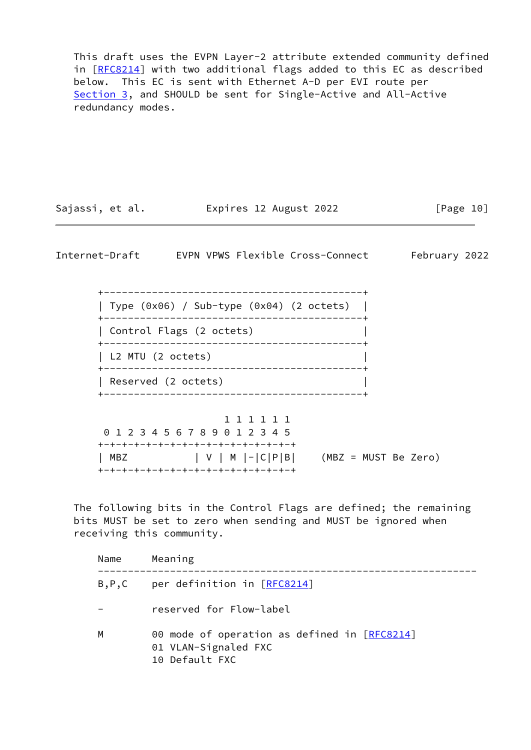This draft uses the EVPN Layer-2 attribute extended community defined in [RFC8214] with two additional flags added to this EC as described below. This EC is sent with Ethernet A-D per EVI route per Section 3, and SHOULD be sent for Single-Active and All-Active redundancy modes.

```
+-------------------------------------------+
| Type (0x06) / Sub-type (0x04) (2 octets)  |
+-------------------------------------------+
| Control Flags (2 octets)                  |
+-------------------------------------------+
| L2 MTU (2 octets)                         |
+-------------------------------------------+
| Reserved (2 octets)                       |
+-------------------------------------------+

                     1 1 1 1 1 1
 0 1 2 3 4 5 6 7 8 9 0 1 2 3 4 5
+-+-+-+-+-+-+-+-+-+-+-+-+-+-+-+-+
| MBZ           | V | M |-|C|P|B|    (MBZ = MUST Be Zero)
+-+-+-+-+-+-+-+-+-+-+-+-+-+-+-+-+
```

The following bits in the Control Flags are defined; the remaining bits MUST be set to zero when sending and MUST be ignored when receiving this community.

```
Name     Meaning
---------------------------------------------------------------
B,P,C    per definition in [RFC8214]

-        reserved for Flow-label

M        00 mode of operation as defined in [RFC8214]
         01 VLAN-Signaled FXC
         10 Default FXC
```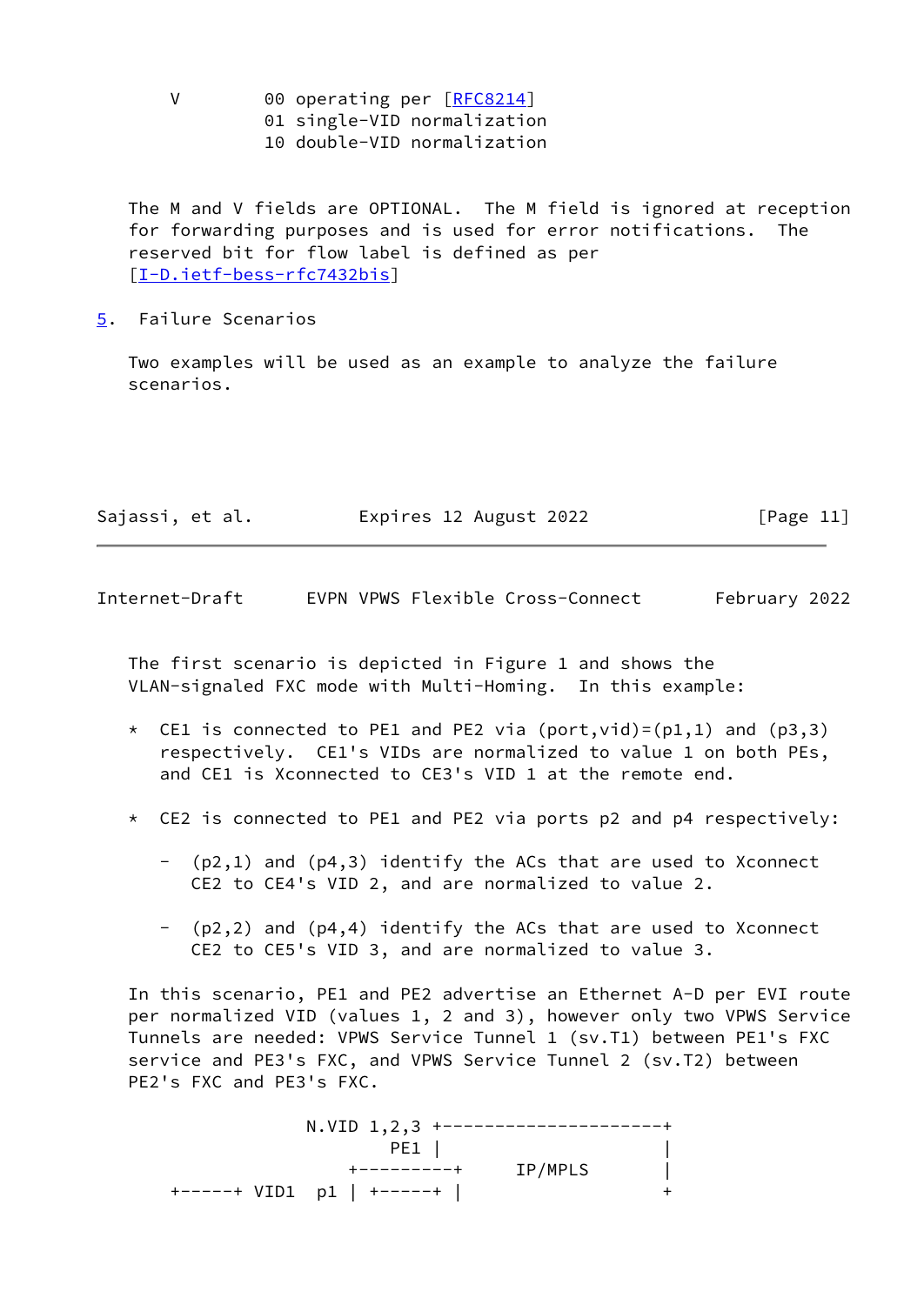```
V        00 operating per [RFC8214]
         01 single-VID normalization
         10 double-VID normalization
```

The M and V fields are OPTIONAL. The M field is ignored at reception for forwarding purposes and is used for error notifications. The reserved bit for flow label is defined as per [I-D.ietf-bess-rfc7432bis]

## 5. Failure Scenarios

Two examples will be used as an example to analyze the failure scenarios.

The first scenario is depicted in Figure 1 and shows the VLAN-signaled FXC mode with Multi-Homing. In this example:

* CE1 is connected to PE1 and PE2 via (port,vid)=(p1,1) and (p3,3) respectively. CE1's VIDs are normalized to value 1 on both PEs, and CE1 is Xconnected to CE3's VID 1 at the remote end.

* CE2 is connected to PE1 and PE2 via ports p2 and p4 respectively:

  - (p2,1) and (p4,3) identify the ACs that are used to Xconnect CE2 to CE4's VID 2, and are normalized to value 2.

  - (p2,2) and (p4,4) identify the ACs that are used to Xconnect CE2 to CE5's VID 3, and are normalized to value 3.

In this scenario, PE1 and PE2 advertise an Ethernet A-D per EVI route per normalized VID (values 1, 2 and 3), however only two VPWS Service Tunnels are needed: VPWS Service Tunnel 1 (sv.T1) between PE1's FXC service and PE3's FXC, and VPWS Service Tunnel 2 (sv.T2) between PE2's FXC and PE3's FXC.

```
                 N.VID 1,2,3 +---------------------+
                         PE1 |                     |
                     +---------+     IP/MPLS       |
    +-----+ VID1  p1 | +-----+ |                   +
```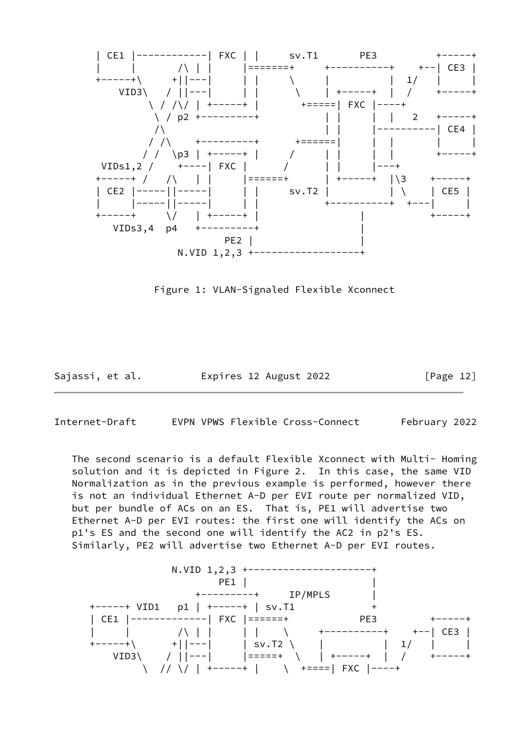```
       | CE1 |------------| FXC | |     sv.T1       PE3          +-----+
       |     |       /\ | |     |=======+     +----------+    +--| CE3 |
       +-----+\     +||---|     | |     \     |          |  1/   |     |
           VID3\   / ||---|     | |      \    | +-----+  |  /    +-----+
                \ / /\/ | +-----+ |       +=====| FXC |----+
                 \ / p2 +---------+           | |     |  |   2   +-----+
                  /\                          | |     |----------| CE4 |
                 / /\    +---------+      +======|     |  |       |     |
                / /  \p3 | +-----+ |     /     | |     |  |       +-----+
        VIDs1,2 /    +----| FXC |      /      | |     |---+
       +-----+ /   /\   | |     |======+      | +-----+  |\3    +-----+
       | CE2 |-----||-----|     | |     sv.T2 |          | \    | CE5 |
       |     |-----||-----|     | |           +----------+  +---|     |
       +-----+     \/   | +-----+ |                |           +-----+
          VIDs3,4  p4   +---------+                |
                             PE2 |                 |
                     N.VID 1,2,3 +-----------------+
```

Figure 1: VLAN-Signaled Flexible Xconnect

The second scenario is a default Flexible Xconnect with Multi- Homing solution and it is depicted in Figure 2. In this case, the same VID Normalization as in the previous example is performed, however there is not an individual Ethernet A-D per EVI route per normalized VID, but per bundle of ACs on an ES. That is, PE1 will advertise two Ethernet A-D per EVI routes: the first one will identify the ACs on p1's ES and the second one will identify the AC2 in p2's ES. Similarly, PE2 will advertise two Ethernet A-D per EVI routes.

```
                   N.VID 1,2,3 +---------------------+
                           PE1 |                     |
                      +---------+     IP/MPLS        |
       +-----+ VID1   p1 | +-----+ | sv.T1           +
       | CE1 |-------------| FXC |======+          PE3          +-----+
       |     |       /\ | |     | |    \     +----------+    +--| CE3 |
       +-----+\     +||---|     | sv.T2 \    |          |  1/   |     |
          VID3\    / ||---|     |=====+  \   | +-----+  |  /    +-----+
               \  // \/ | +-----+ |    \  +====| FXC |----+
```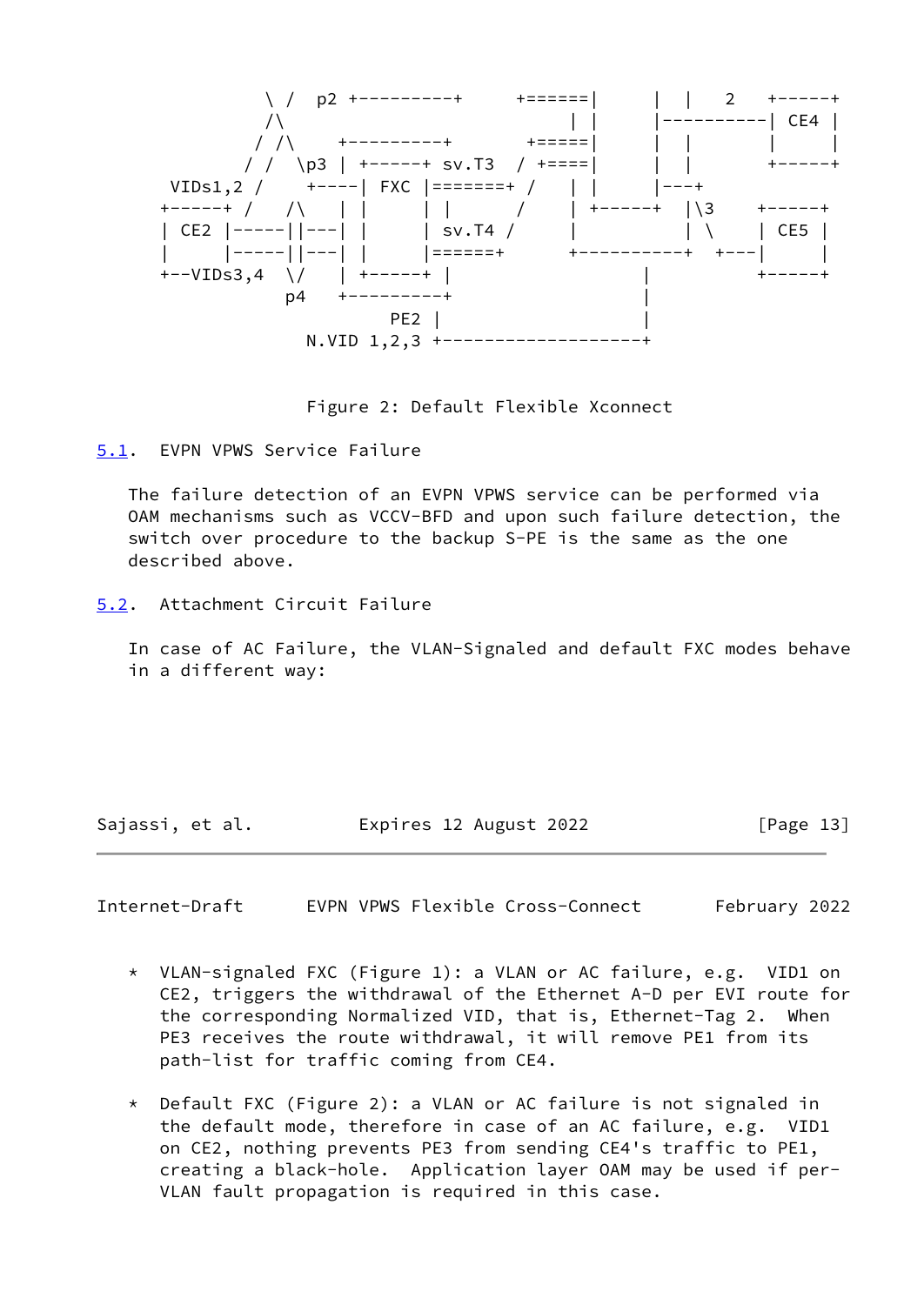```
           \ /  p2 +---------+     +======|      |  |   2   +-----+
           /\                           | |      |----------| CE4 |
          / /\    +---------+       +=====|      |  |       |     |
         / /  \p3 | +-----+ sv.T3  / +====|      |  |       +-----+
   VIDs1,2 /    +----| FXC |=======+ /    | |      |---+
  +-----+ /   /\    | |     | |      /    | +-----+  |\3     +-----+
  | CE2 |-----||---| |     | sv.T4 /     |           | \     | CE5 |
  |     |-----||---| |     |======+      +-----------+  +---|     |
  +--VIDs3,4  \/    | +-----+ |                  |           +-----+
             p4   +---------+                  |
                        PE2 |                  |
                N.VID 1,2,3 +------------------+
```

Figure 2: Default Flexible Xconnect

## 5.1. EVPN VPWS Service Failure

The failure detection of an EVPN VPWS service can be performed via OAM mechanisms such as VCCV-BFD and upon such failure detection, the switch over procedure to the backup S-PE is the same as the one described above.

## 5.2. Attachment Circuit Failure

In case of AC Failure, the VLAN-Signaled and default FXC modes behave in a different way:

* VLAN-signaled FXC (Figure 1): a VLAN or AC failure, e.g. VID1 on CE2, triggers the withdrawal of the Ethernet A-D per EVI route for the corresponding Normalized VID, that is, Ethernet-Tag 2. When PE3 receives the route withdrawal, it will remove PE1 from its path-list for traffic coming from CE4.

* Default FXC (Figure 2): a VLAN or AC failure is not signaled in the default mode, therefore in case of an AC failure, e.g. VID1 on CE2, nothing prevents PE3 from sending CE4's traffic to PE1, creating a black-hole. Application layer OAM may be used if per-VLAN fault propagation is required in this case.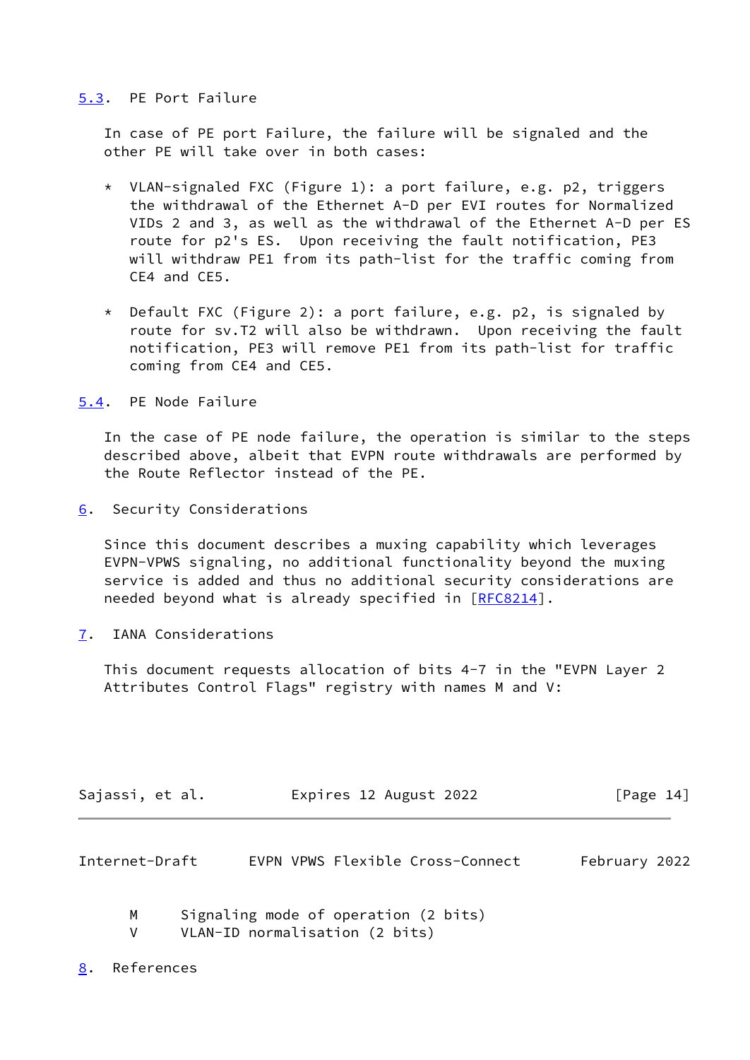### 5.3. PE Port Failure

In case of PE port Failure, the failure will be signaled and the other PE will take over in both cases:

* VLAN-signaled FXC (Figure 1): a port failure, e.g. p2, triggers the withdrawal of the Ethernet A-D per EVI routes for Normalized VIDs 2 and 3, as well as the withdrawal of the Ethernet A-D per ES route for p2's ES. Upon receiving the fault notification, PE3 will withdraw PE1 from its path-list for the traffic coming from CE4 and CE5.

* Default FXC (Figure 2): a port failure, e.g. p2, is signaled by route for sv.T2 will also be withdrawn. Upon receiving the fault notification, PE3 will remove PE1 from its path-list for traffic coming from CE4 and CE5.

### 5.4. PE Node Failure

In the case of PE node failure, the operation is similar to the steps described above, albeit that EVPN route withdrawals are performed by the Route Reflector instead of the PE.

## 6. Security Considerations

Since this document describes a muxing capability which leverages EVPN-VPWS signaling, no additional functionality beyond the muxing service is added and thus no additional security considerations are needed beyond what is already specified in [RFC8214].

## 7. IANA Considerations

This document requests allocation of bits 4-7 in the "EVPN Layer 2 Attributes Control Flags" registry with names M and V:

```
M     Signaling mode of operation (2 bits)
V     VLAN-ID normalisation (2 bits)
```

## 8. References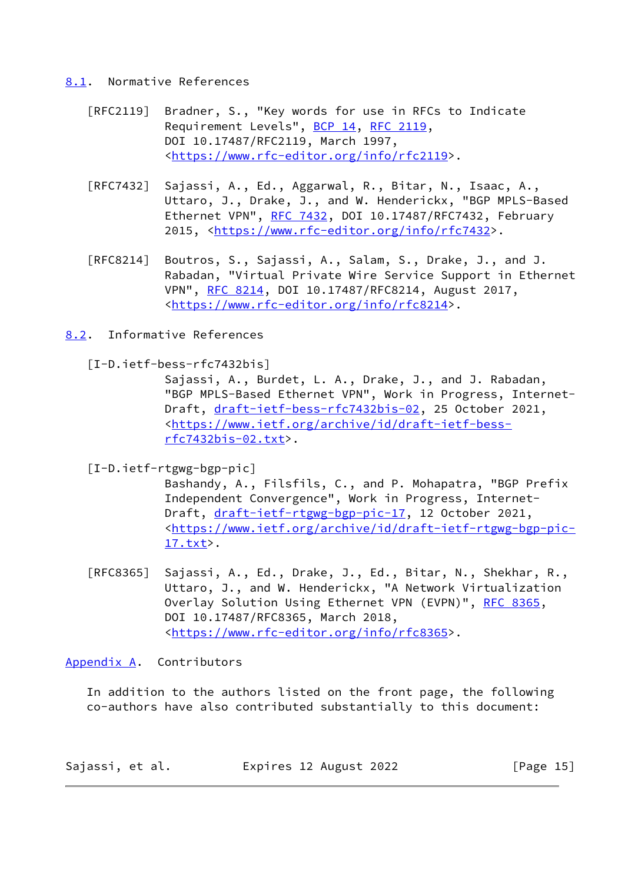## 8.1. Normative References

[RFC2119] Bradner, S., "Key words for use in RFCs to Indicate Requirement Levels", BCP 14, RFC 2119, DOI 10.17487/RFC2119, March 1997, <https://www.rfc-editor.org/info/rfc2119>.

[RFC7432] Sajassi, A., Ed., Aggarwal, R., Bitar, N., Isaac, A., Uttaro, J., Drake, J., and W. Henderickx, "BGP MPLS-Based Ethernet VPN", RFC 7432, DOI 10.17487/RFC7432, February 2015, <https://www.rfc-editor.org/info/rfc7432>.

[RFC8214] Boutros, S., Sajassi, A., Salam, S., Drake, J., and J. Rabadan, "Virtual Private Wire Service Support in Ethernet VPN", RFC 8214, DOI 10.17487/RFC8214, August 2017, <https://www.rfc-editor.org/info/rfc8214>.

## 8.2. Informative References

[I-D.ietf-bess-rfc7432bis] Sajassi, A., Burdet, L. A., Drake, J., and J. Rabadan, "BGP MPLS-Based Ethernet VPN", Work in Progress, Internet-Draft, draft-ietf-bess-rfc7432bis-02, 25 October 2021, <https://www.ietf.org/archive/id/draft-ietf-bess-rfc7432bis-02.txt>.

[I-D.ietf-rtgwg-bgp-pic] Bashandy, A., Filsfils, C., and P. Mohapatra, "BGP Prefix Independent Convergence", Work in Progress, Internet-Draft, draft-ietf-rtgwg-bgp-pic-17, 12 October 2021, <https://www.ietf.org/archive/id/draft-ietf-rtgwg-bgp-pic-17.txt>.

[RFC8365] Sajassi, A., Ed., Drake, J., Ed., Bitar, N., Shekhar, R., Uttaro, J., and W. Henderickx, "A Network Virtualization Overlay Solution Using Ethernet VPN (EVPN)", RFC 8365, DOI 10.17487/RFC8365, March 2018, <https://www.rfc-editor.org/info/rfc8365>.

# Appendix A. Contributors

In addition to the authors listed on the front page, the following co-authors have also contributed substantially to this document: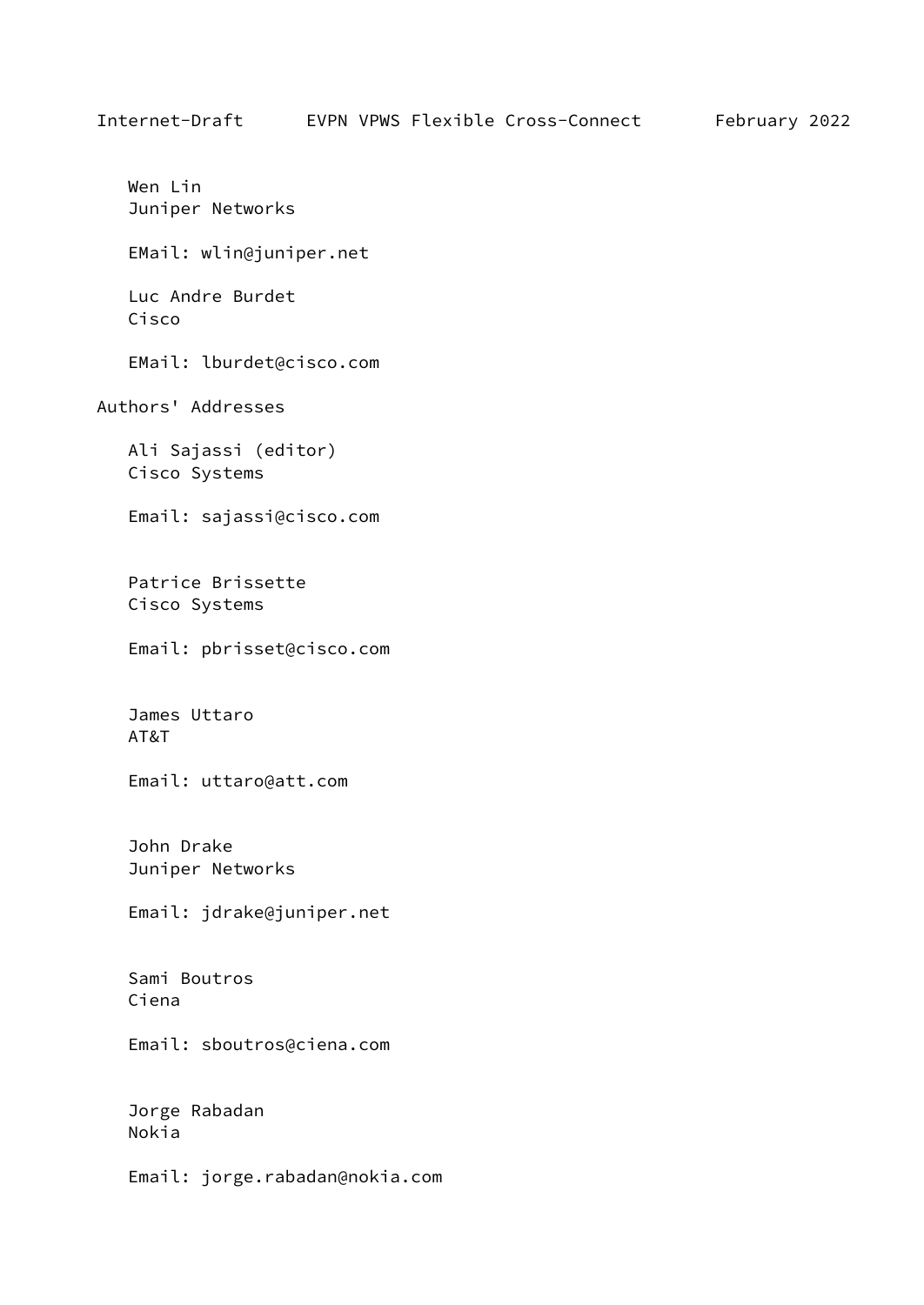Wen Lin
Juniper Networks

EMail: wlin@juniper.net

Luc Andre Burdet
Cisco

EMail: lburdet@cisco.com

## Authors' Addresses

Ali Sajassi (editor)
Cisco Systems

Email: sajassi@cisco.com

Patrice Brissette
Cisco Systems

Email: pbrisset@cisco.com

James Uttaro
AT&T

Email: uttaro@att.com

John Drake
Juniper Networks

Email: jdrake@juniper.net

Sami Boutros
Ciena

Email: sboutros@ciena.com

Jorge Rabadan
Nokia

Email: jorge.rabadan@nokia.com